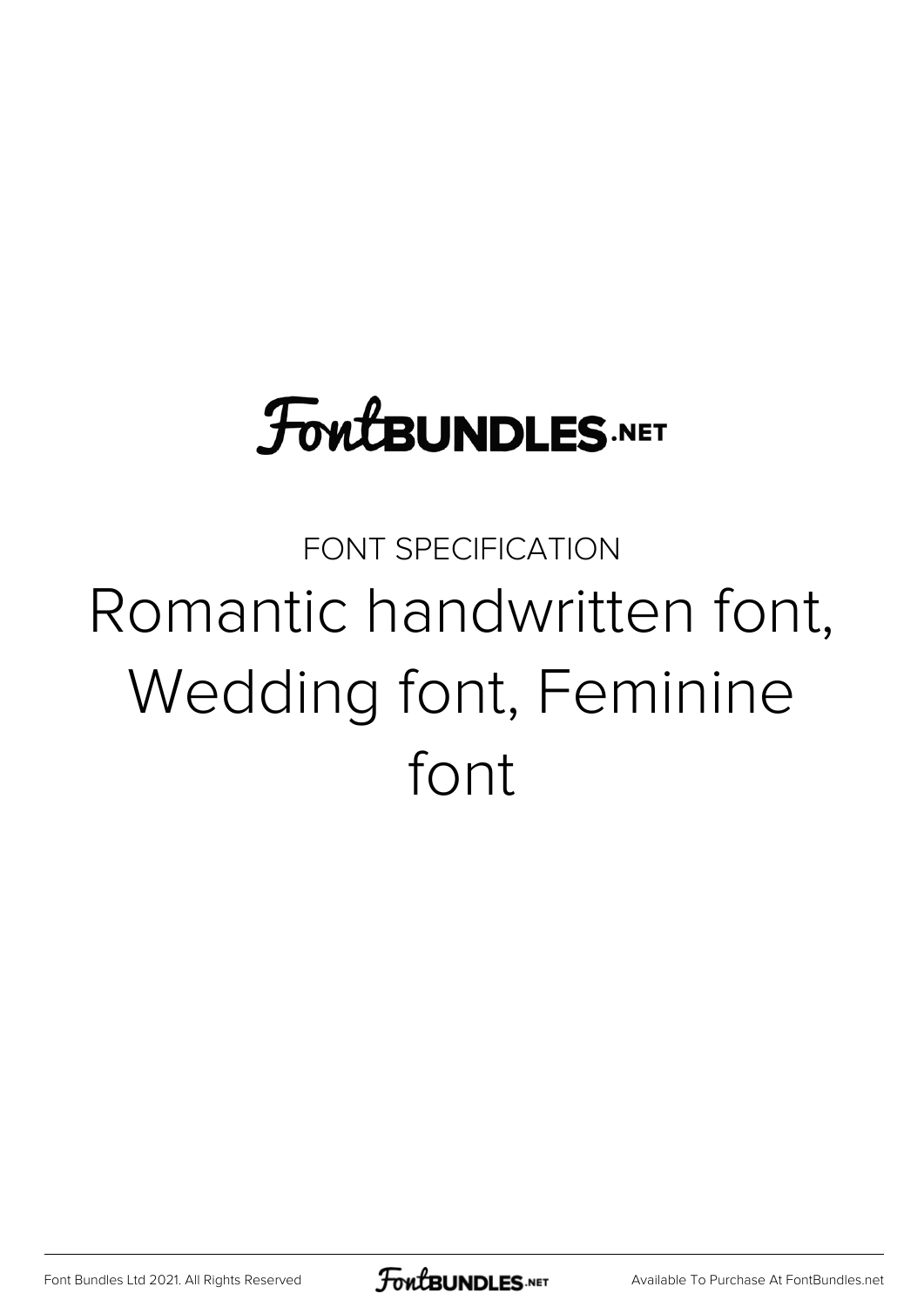FontBUNDLES.NET

FONT SPECIFICATION

# Romantic handwritten font, Wedding font, Feminine font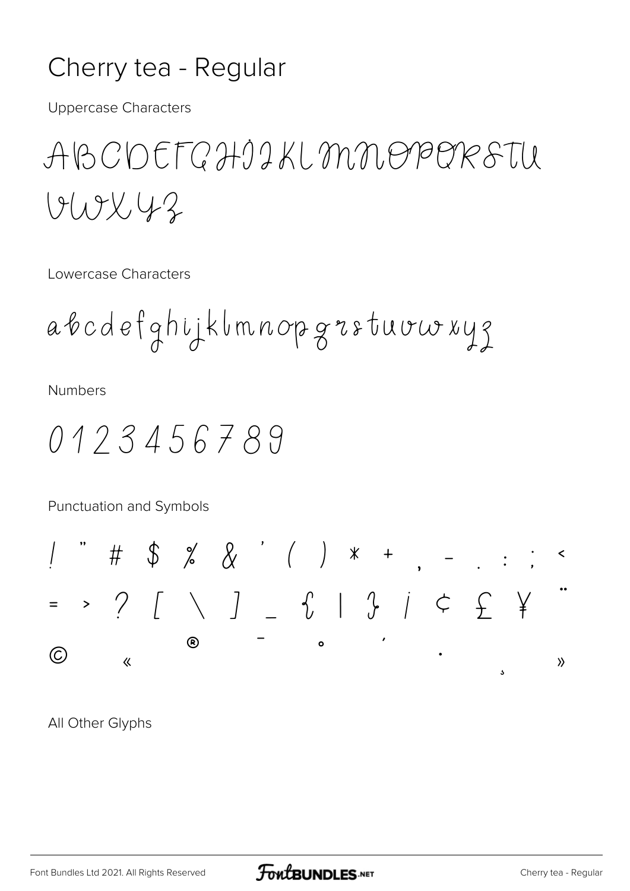# Cherry tea - Regular

Uppercase Characters

ABCDEFGHIJKLMNOPQRSTU VWXYZ

Lowercase Characters

abcdefghijklmnopqrstuvwxyz

Numbers

0123456789

Punctuation and Symbols

! " # $ % & ' ( ) * + , - . : ; < = > ? [ \ ] _ { | } ¡ ¢ £ ¥ ¨ © « ® ¯ ° ´ · ¸ »

All Other Glyphs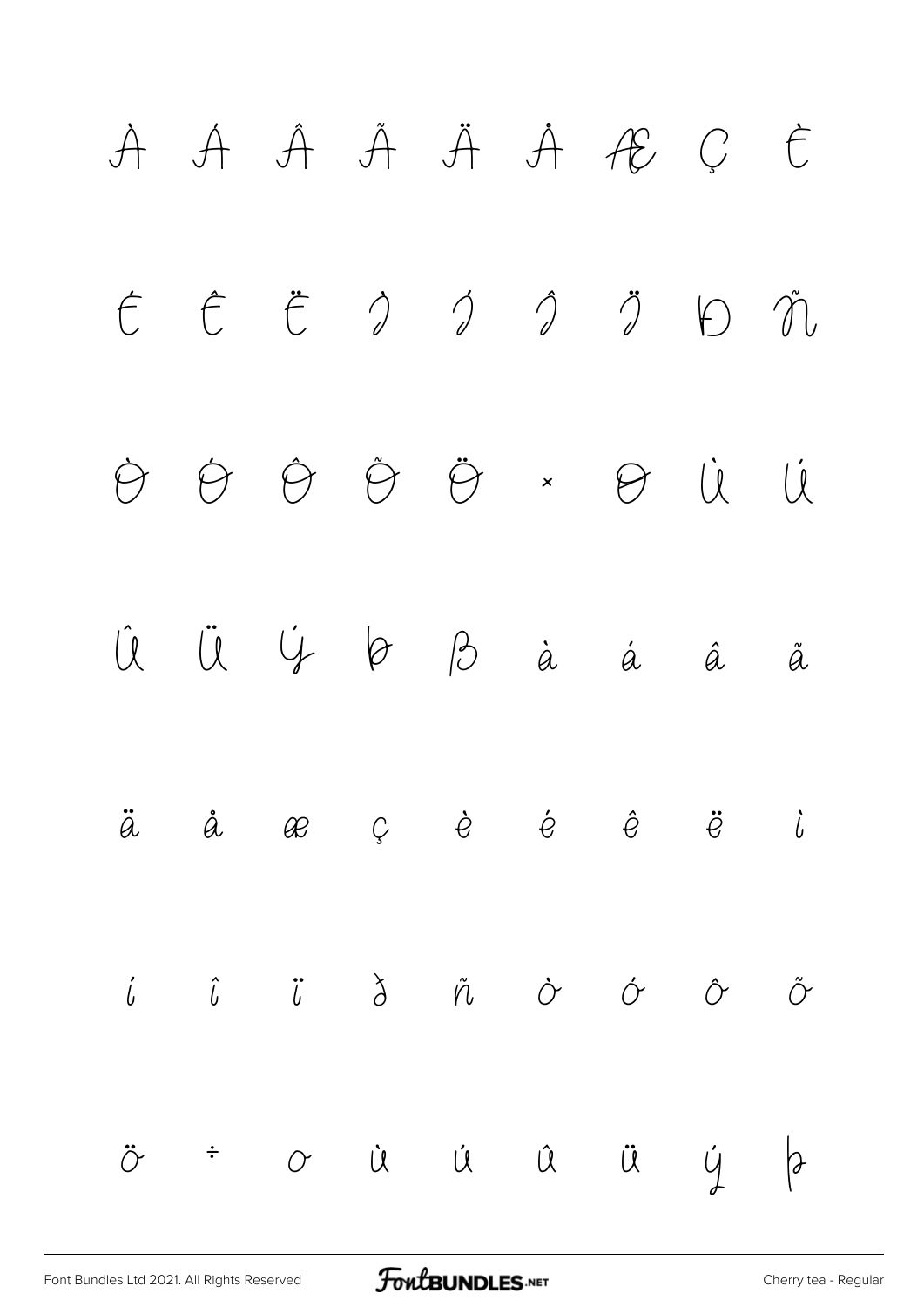À Á Â Ã Ä Å Æ Ç È

É Ê Ë Ì Í Î Ï Ð Ñ

Ò Ó Ô Õ Ö × Ø Ù Ú

Û Ü Ý Þ ß à á â ã

ä å æ ç è é ê ë ì

í î ï ð ñ ò ó ô õ

ö ÷ ø ù ú û ü ý þ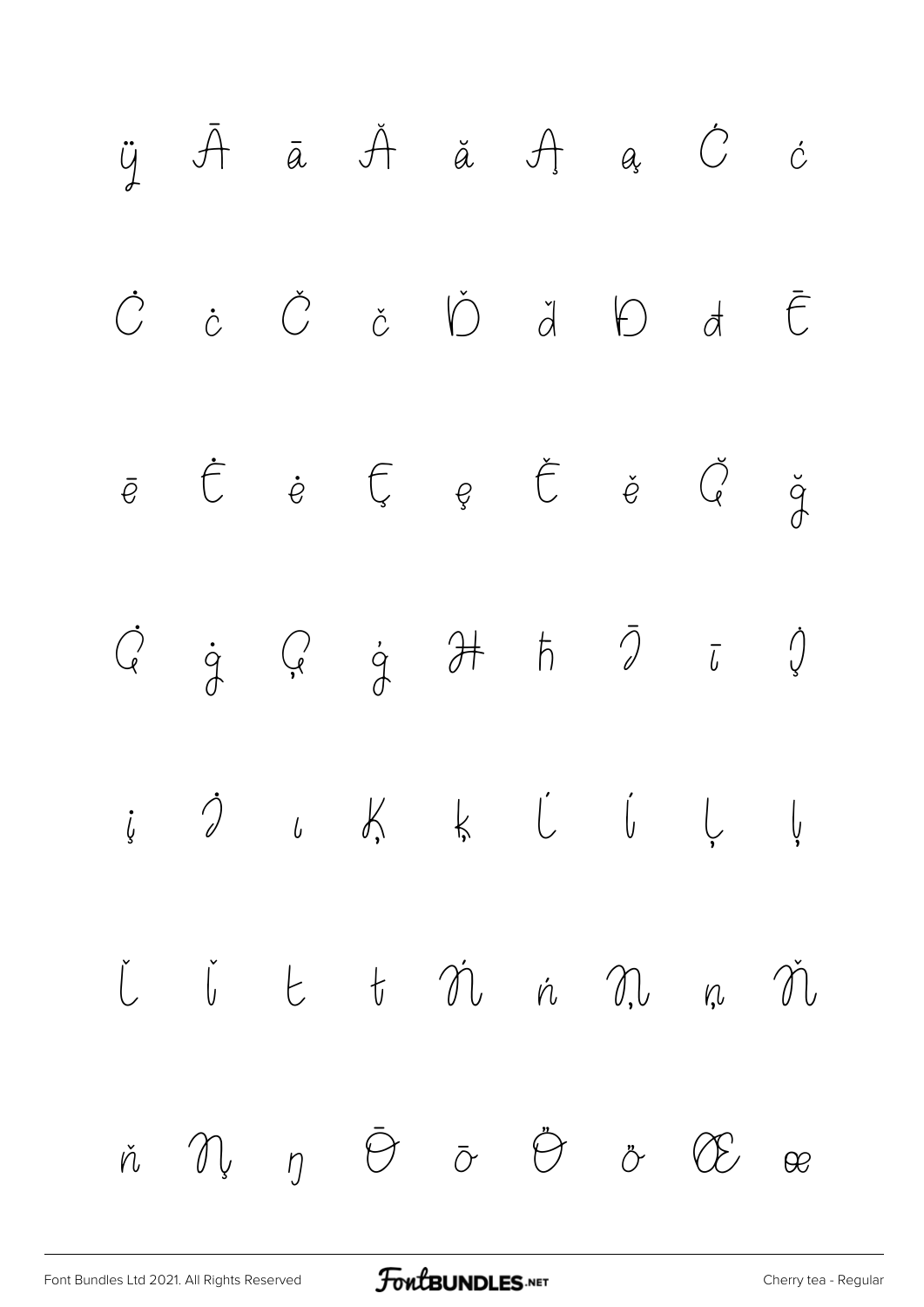ÿ Ā ā Ă ă Ą ą Ć ć

Ċ ċ Č č Ď ď Đ đ Ē

ē Ė ė Ę ę Ě ě Ğ ğ

Ġ ġ Ģ ģ Ħ ħ Ī ī Į

į İ ı Ķ ķ Ĺ ĺ Ļ ļ

Ľ ľ Ł ł Ń ń Ņ ņ Ň

ň Ŋ ŋ Ō ō Ő ő Œ œ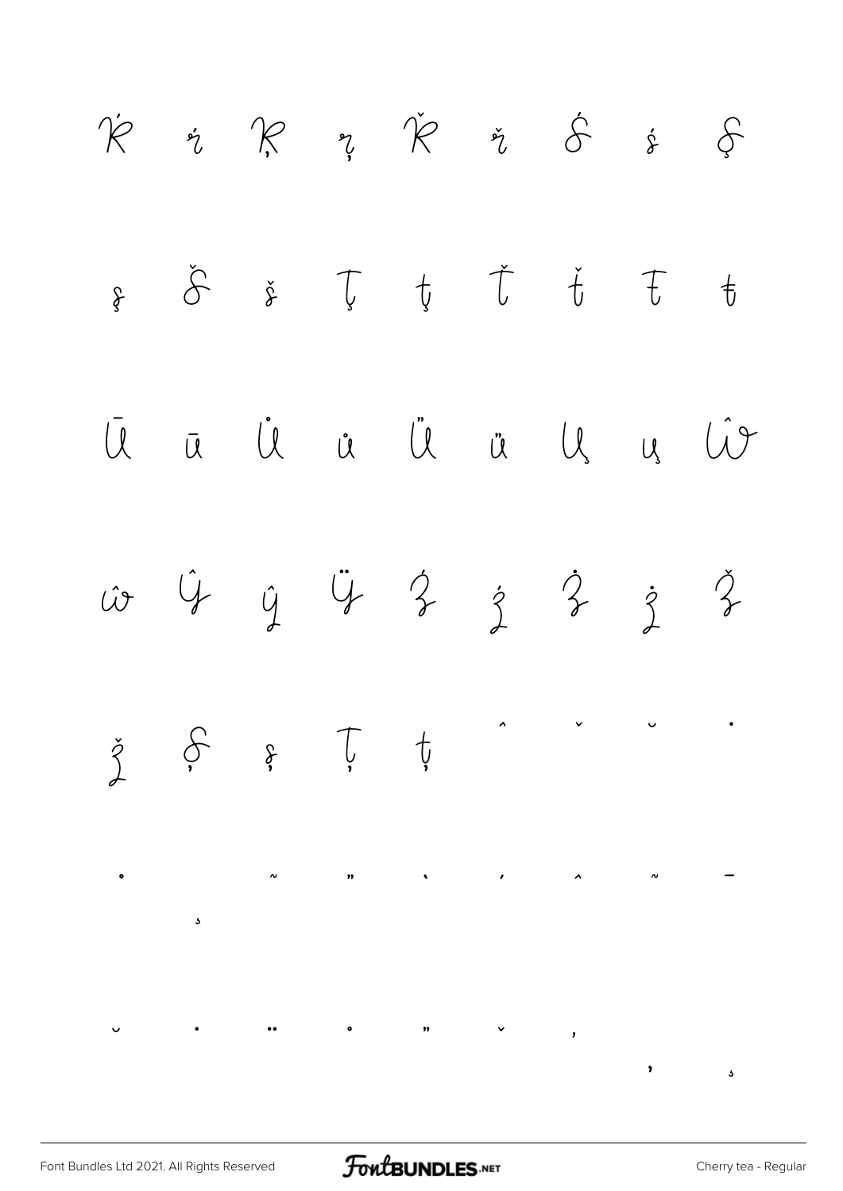Ŕ ŕ Ŗ ŗ Ř ř Ś ś Ş

ş Ŝ ŝ Ţ ţ Ť ť Ŧ ŧ

Ū ū Ů ů Ű ű Ų ų Ŵ

ŵ Ŷ ŷ Ÿ Ź ź Ż ż Ž

ž Ș ș Ț ț ˆ ˇ ˘ ˙

˚ ˛ ˜ ˝ ˋ ˊ ˆ ˜ ˉ

˘ ˙ ¨ ˚ ˝ ˇ ˏ ' ¸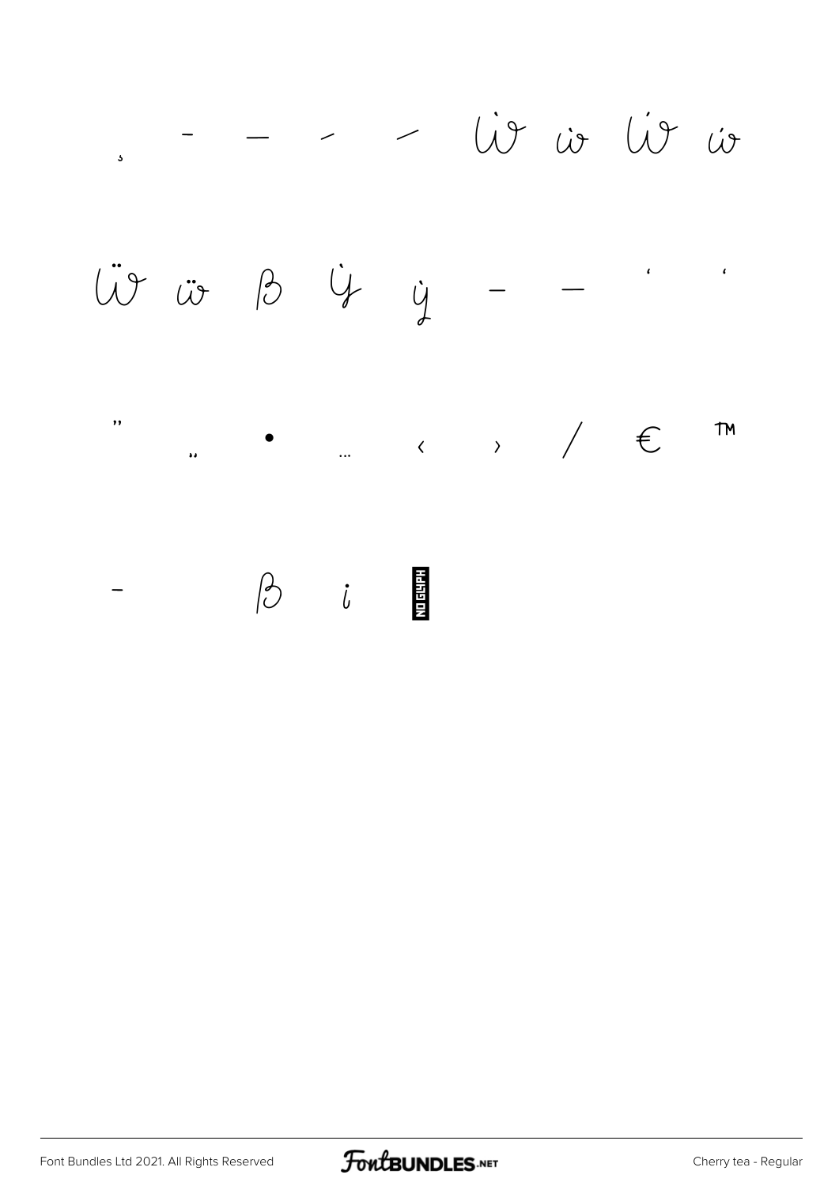¸ ‐ – ‑ ‒ Ẁ ẁ Ẃ ẃ

Ẅ ẅ ẞ Ỳ ỳ ‒ — ‘ ’

” „ • … ‹ › ⁄ € ™

− ẞ i NO GLYPH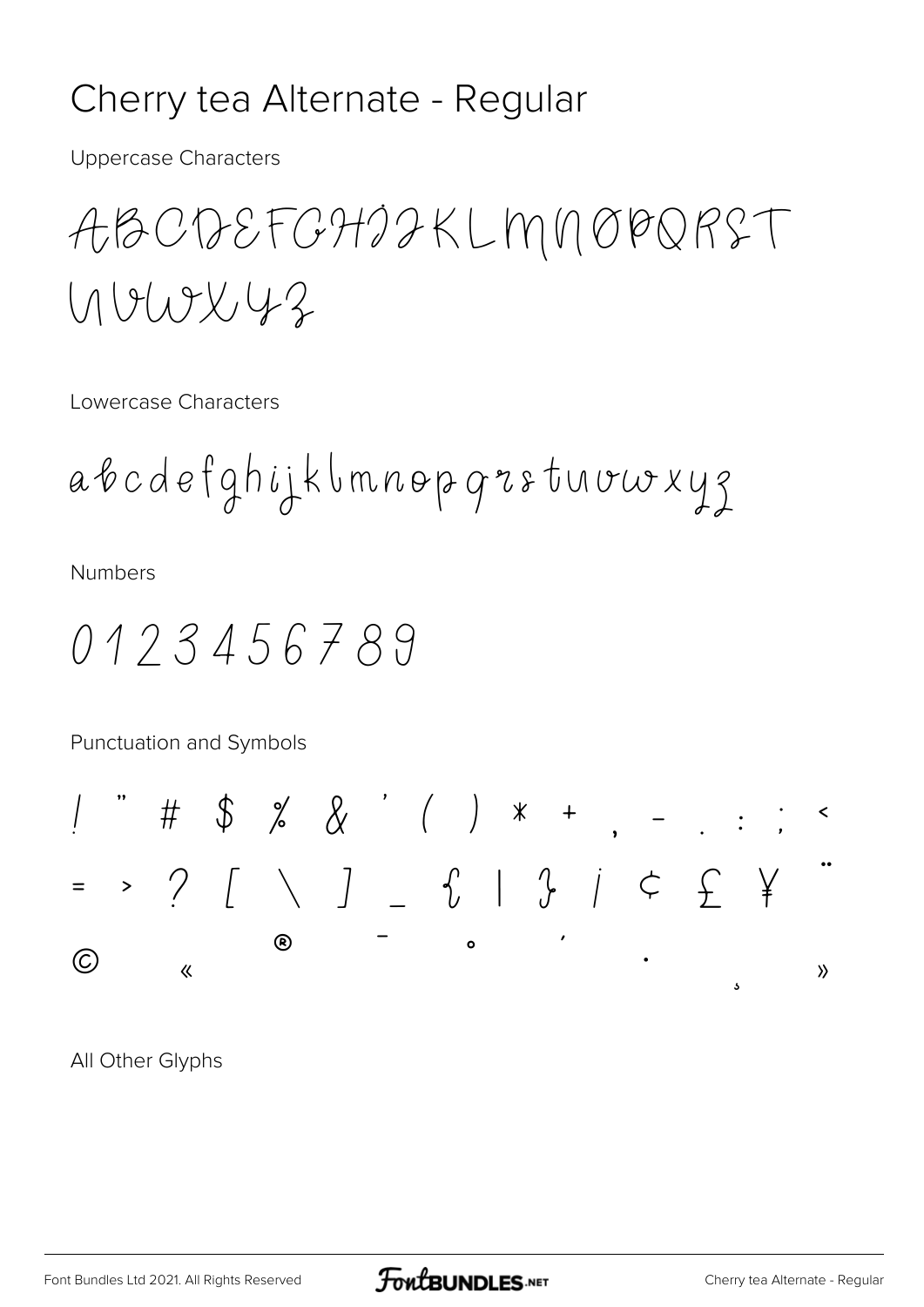# Cherry tea Alternate - Regular

Uppercase Characters

ABCDEFGHIJKLMNOPQRST
UVWXYZ

Lowercase Characters

abcdefghijklmnopqrstuvwxyz

Numbers

0123456789

Punctuation and Symbols

! " # $ % & ' ( ) * + , - . : ; <
= > ? [ \ ] _ { | } ¡ ¢ £ ¥ ¨
© « ® ¯ ° ´ · ¸ »

All Other Glyphs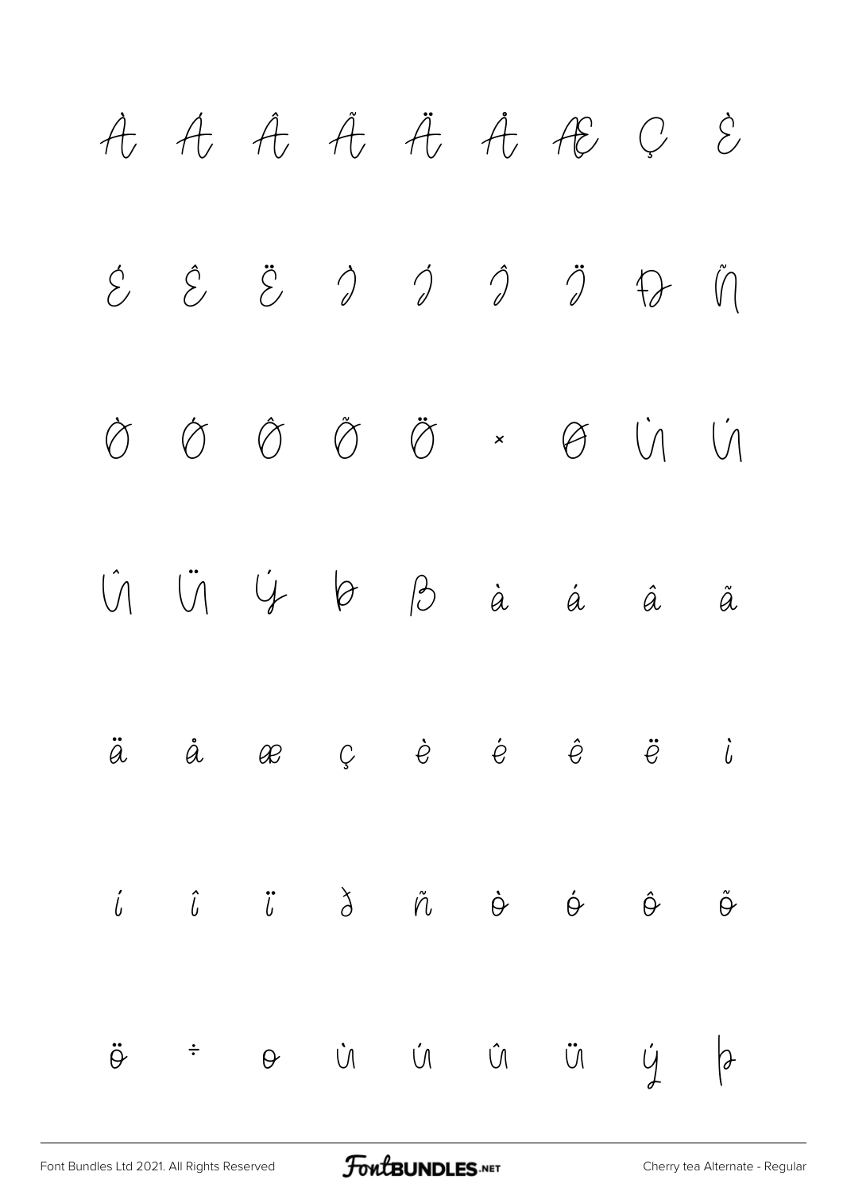À Á Â Ã Ä Å Æ Ç È

É Ê Ë Ì Í Î Ï Ð Ñ

Ò Ó Ô Õ Ö × Ø Ù Ú

Û Ü Ý Þ ß à á â ã

ä å æ ç è é ê ë ì

í î ï ð ñ ò ó ô õ

ö ÷ ø ù ú û ü ý þ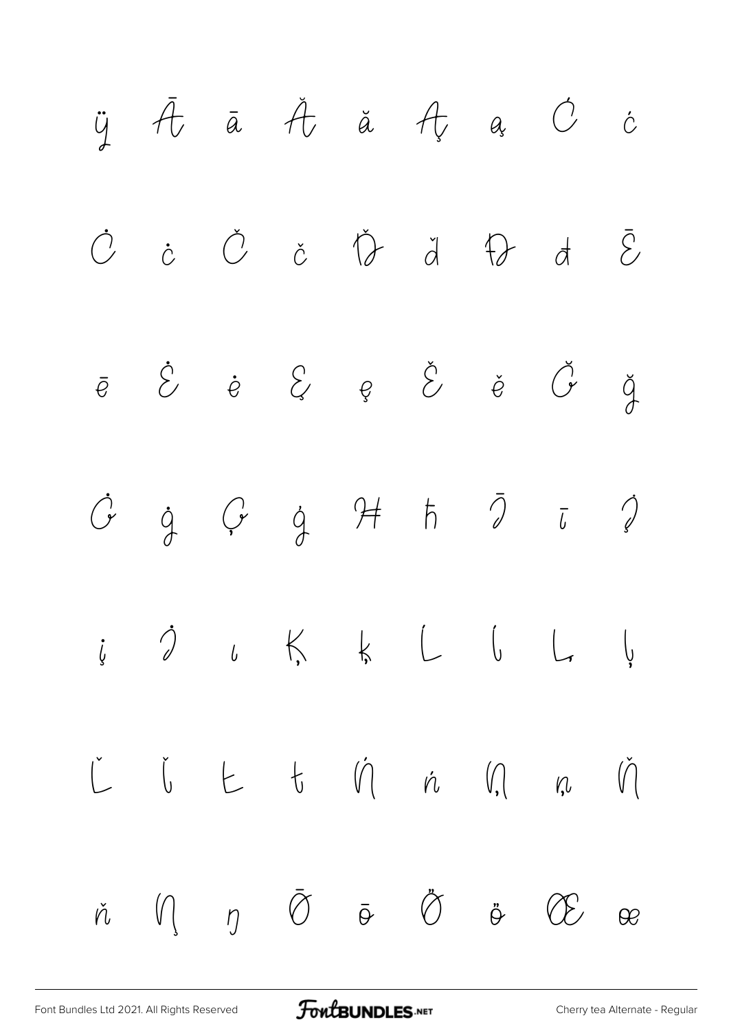ÿ Ā ā Ă ă Ą ą Ć ć

Ċ ċ Č č Ď ď Đ đ Ē

ē Ė ė Ę ę Ě ě Ğ ğ

Ġ ġ Ģ ģ Ħ ħ Ī ī Į

į İ ı Ķ ķ Ĺ ĺ Ļ ļ

Ľ ľ Ł ł Ń ń Ņ ņ Ň

ň Ŋ ŋ Ō ō Ő ő Œ œ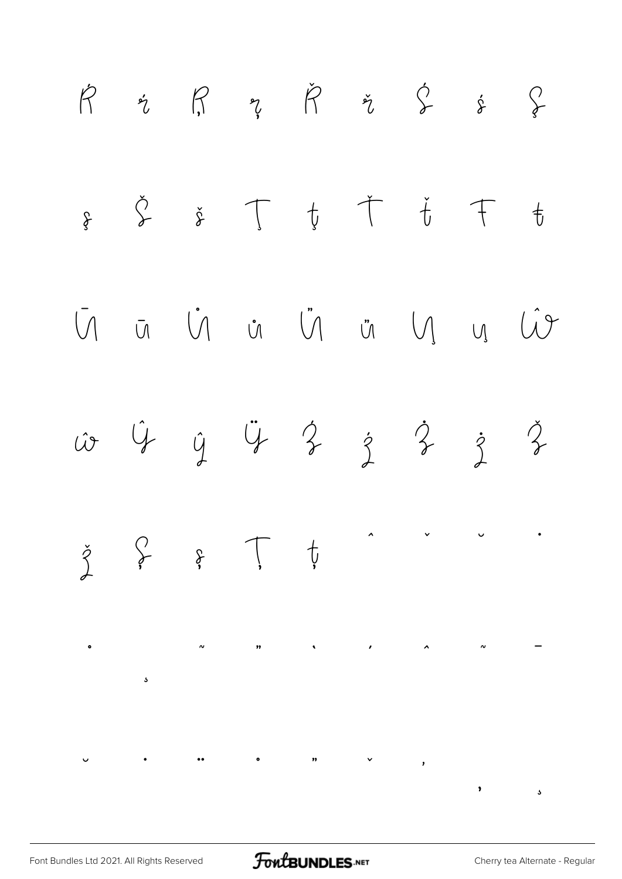Ŕ ŕ Ŗ ŗ Ř ř Ś ś Ş

ş Š š Ţ ţ Ť ť Ŧ ŧ

Ū ū Ů ů Ű ű Ų ų Ŵ

ŵ Ŷ ŷ Ÿ Ź ź Ż ż Ž

ž Ș ș Ț ț ˆ ˇ ˘ ˙

˚ ˛ ˜ ˝ ˋ ˊ ˆ ˜ ˗

˘ ˙ ¨ ˚ ˝ ˇ ˏ ‚ ˛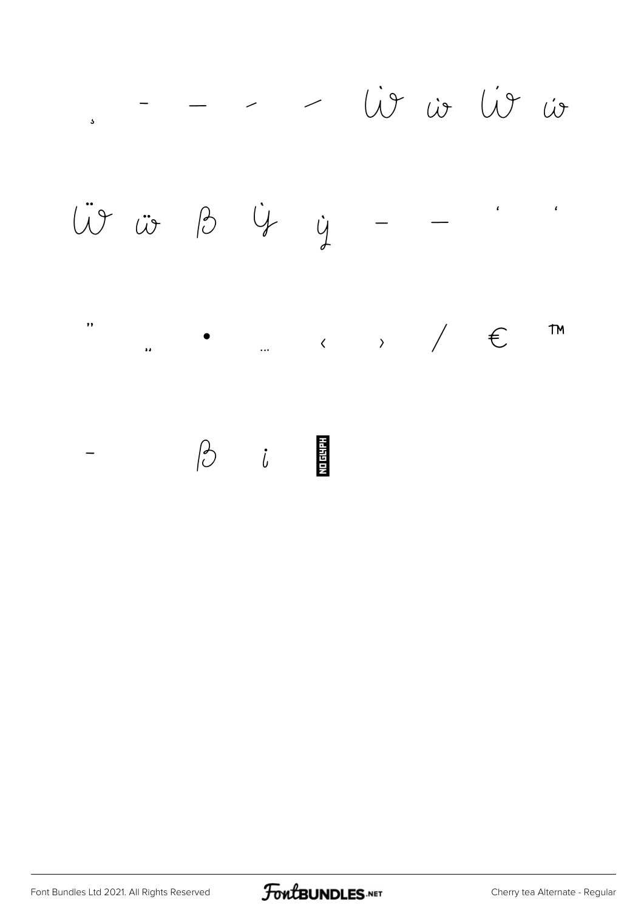¸ ‐ – ‑ ‒ Ẁ ẁ Ẃ ẃ

Ẅ ẅ ẞ Ỳ ỳ – — ‘ ’

” „ • … ‹ › ⁄ € ™

− ß i NO GLYPH